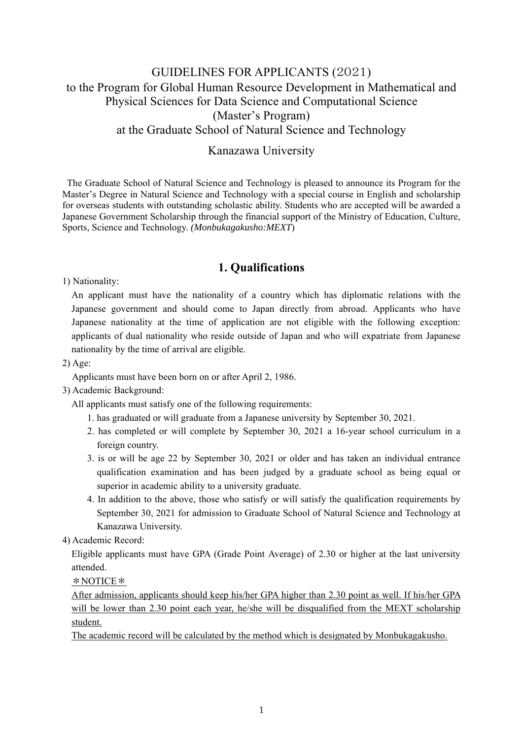# GUIDELINES FOR APPLICANTS (2021)
# to the Program for Global Human Resource Development in Mathematical and Physical Sciences for Data Science and Computational Science (Master's Program) at the Graduate School of Natural Science and Technology

## Kanazawa University

The Graduate School of Natural Science and Technology is pleased to announce its Program for the Master's Degree in Natural Science and Technology with a special course in English and scholarship for overseas students with outstanding scholastic ability. Students who are accepted will be awarded a Japanese Government Scholarship through the financial support of the Ministry of Education, Culture, Sports, Science and Technology. *(Monbukagakusho:MEXT*)

## 1. Qualifications

1) Nationality:

An applicant must have the nationality of a country which has diplomatic relations with the Japanese government and should come to Japan directly from abroad. Applicants who have Japanese nationality at the time of application are not eligible with the following exception: applicants of dual nationality who reside outside of Japan and who will expatriate from Japanese nationality by the time of arrival are eligible.

2) Age:

Applicants must have been born on or after April 2, 1986.

3) Academic Background:

All applicants must satisfy one of the following requirements:

1. has graduated or will graduate from a Japanese university by September 30, 2021.
2. has completed or will complete by September 30, 2021 a 16-year school curriculum in a foreign country.
3. is or will be age 22 by September 30, 2021 or older and has taken an individual entrance qualification examination and has been judged by a graduate school as being equal or superior in academic ability to a university graduate.
4. In addition to the above, those who satisfy or will satisfy the qualification requirements by September 30, 2021 for admission to Graduate School of Natural Science and Technology at Kanazawa University.

4) Academic Record:

Eligible applicants must have GPA (Grade Point Average) of 2.30 or higher at the last university attended.

＊NOTICE＊

After admission, applicants should keep his/her GPA higher than 2.30 point as well. If his/her GPA will be lower than 2.30 point each year, he/she will be disqualified from the MEXT scholarship student.

The academic record will be calculated by the method which is designated by Monbukagakusho.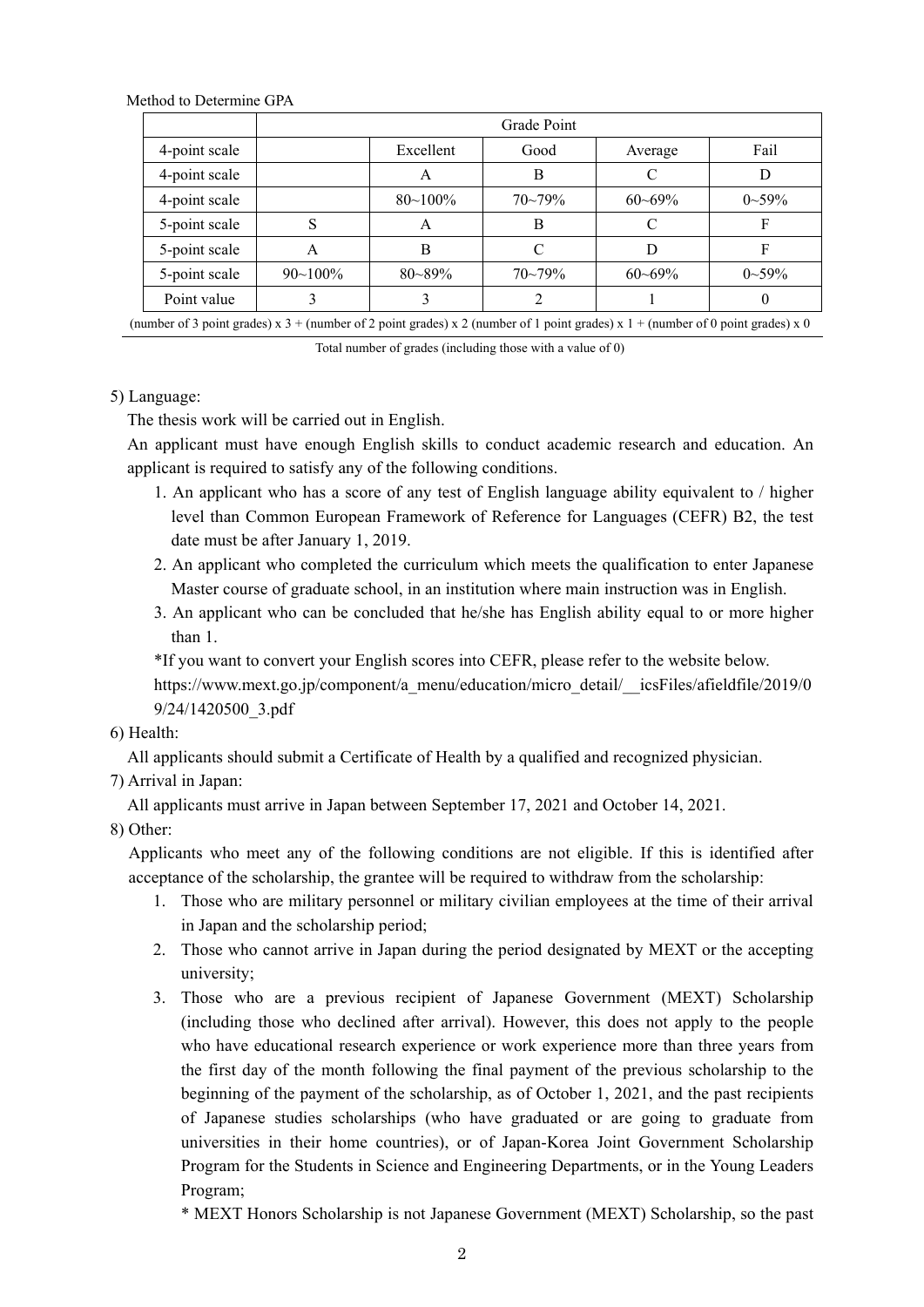Method to Determine GPA

| | Grade Point | | | | |
|---|---|---|---|---|---|
| 4-point scale | | Excellent | Good | Average | Fail |
| 4-point scale | | A | B | C | D |
| 4-point scale | | 80~100% | 70~79% | 60~69% | 0~59% |
| 5-point scale | S | A | B | C | F |
| 5-point scale | A | B | C | D | F |
| 5-point scale | 90~100% | 80~89% | 70~79% | 60~69% | 0~59% |
| Point value | 3 | 3 | 2 | 1 | 0 |

$$\frac{\text{(number of 3 point grades) x 3 + (number of 2 point grades) x 2 (number of 1 point grades) x 1 + (number of 0 point grades) x 0}}{\text{Total number of grades (including those with a value of 0)}}$$

5) Language:

The thesis work will be carried out in English.

An applicant must have enough English skills to conduct academic research and education. An applicant is required to satisfy any of the following conditions.

1. An applicant who has a score of any test of English language ability equivalent to / higher level than Common European Framework of Reference for Languages (CEFR) B2, the test date must be after January 1, 2019.
2. An applicant who completed the curriculum which meets the qualification to enter Japanese Master course of graduate school, in an institution where main instruction was in English.
3. An applicant who can be concluded that he/she has English ability equal to or more higher than 1.

*If you want to convert your English scores into CEFR, please refer to the website below.
https://www.mext.go.jp/component/a_menu/education/micro_detail/__icsFiles/afieldfile/2019/09/24/1420500_3.pdf

6) Health:

All applicants should submit a Certificate of Health by a qualified and recognized physician.

7) Arrival in Japan:

All applicants must arrive in Japan between September 17, 2021 and October 14, 2021.

8) Other:

Applicants who meet any of the following conditions are not eligible. If this is identified after acceptance of the scholarship, the grantee will be required to withdraw from the scholarship:

1. Those who are military personnel or military civilian employees at the time of their arrival in Japan and the scholarship period;
2. Those who cannot arrive in Japan during the period designated by MEXT or the accepting university;
3. Those who are a previous recipient of Japanese Government (MEXT) Scholarship (including those who declined after arrival). However, this does not apply to the people who have educational research experience or work experience more than three years from the first day of the month following the final payment of the previous scholarship to the beginning of the payment of the scholarship, as of October 1, 2021, and the past recipients of Japanese studies scholarships (who have graduated or are going to graduate from universities in their home countries), or of Japan-Korea Joint Government Scholarship Program for the Students in Science and Engineering Departments, or in the Young Leaders Program;

   * MEXT Honors Scholarship is not Japanese Government (MEXT) Scholarship, so the past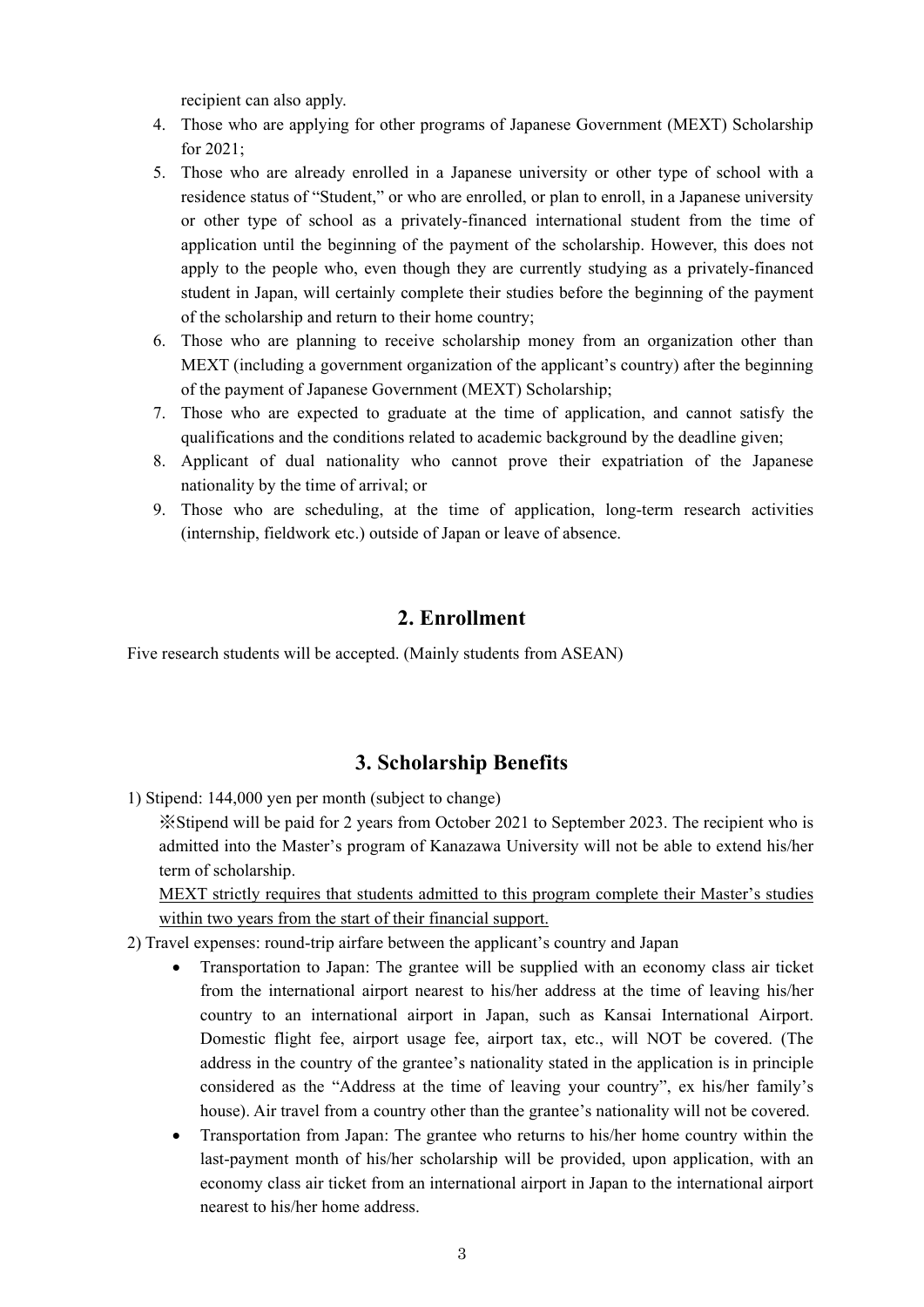recipient can also apply.

4. Those who are applying for other programs of Japanese Government (MEXT) Scholarship for 2021;
5. Those who are already enrolled in a Japanese university or other type of school with a residence status of "Student," or who are enrolled, or plan to enroll, in a Japanese university or other type of school as a privately-financed international student from the time of application until the beginning of the payment of the scholarship. However, this does not apply to the people who, even though they are currently studying as a privately-financed student in Japan, will certainly complete their studies before the beginning of the payment of the scholarship and return to their home country;
6. Those who are planning to receive scholarship money from an organization other than MEXT (including a government organization of the applicant's country) after the beginning of the payment of Japanese Government (MEXT) Scholarship;
7. Those who are expected to graduate at the time of application, and cannot satisfy the qualifications and the conditions related to academic background by the deadline given;
8. Applicant of dual nationality who cannot prove their expatriation of the Japanese nationality by the time of arrival; or
9. Those who are scheduling, at the time of application, long-term research activities (internship, fieldwork etc.) outside of Japan or leave of absence.

## 2. Enrollment

Five research students will be accepted. (Mainly students from ASEAN)

## 3. Scholarship Benefits

1) Stipend: 144,000 yen per month (subject to change)

※Stipend will be paid for 2 years from October 2021 to September 2023. The recipient who is admitted into the Master's program of Kanazawa University will not be able to extend his/her term of scholarship.

<u>MEXT strictly requires that students admitted to this program complete their Master's studies within two years from the start of their financial support.</u>

2) Travel expenses: round-trip airfare between the applicant's country and Japan

- Transportation to Japan: The grantee will be supplied with an economy class air ticket from the international airport nearest to his/her address at the time of leaving his/her country to an international airport in Japan, such as Kansai International Airport. Domestic flight fee, airport usage fee, airport tax, etc., will NOT be covered. (The address in the country of the grantee's nationality stated in the application is in principle considered as the "Address at the time of leaving your country", ex his/her family's house). Air travel from a country other than the grantee's nationality will not be covered.
- Transportation from Japan: The grantee who returns to his/her home country within the last-payment month of his/her scholarship will be provided, upon application, with an economy class air ticket from an international airport in Japan to the international airport nearest to his/her home address.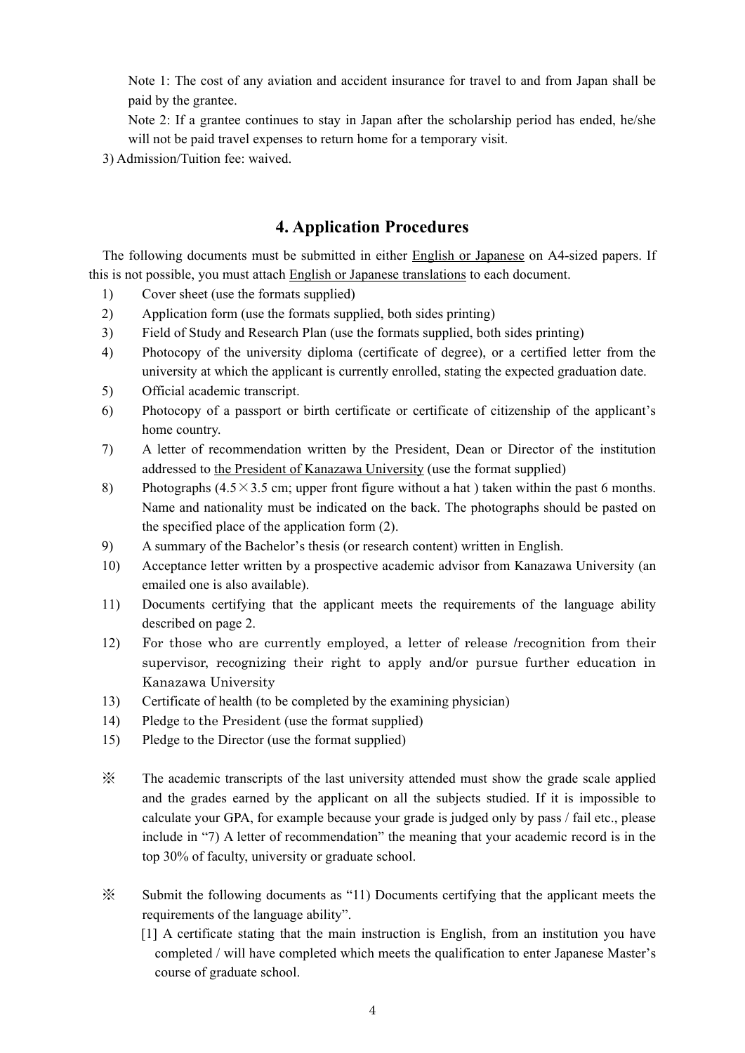Note 1: The cost of any aviation and accident insurance for travel to and from Japan shall be paid by the grantee.

Note 2: If a grantee continues to stay in Japan after the scholarship period has ended, he/she will not be paid travel expenses to return home for a temporary visit.

3) Admission/Tuition fee: waived.

## 4. Application Procedures

The following documents must be submitted in either English or Japanese on A4-sized papers. If this is not possible, you must attach English or Japanese translations to each document.

1) Cover sheet (use the formats supplied)
2) Application form (use the formats supplied, both sides printing)
3) Field of Study and Research Plan (use the formats supplied, both sides printing)
4) Photocopy of the university diploma (certificate of degree), or a certified letter from the university at which the applicant is currently enrolled, stating the expected graduation date.
5) Official academic transcript.
6) Photocopy of a passport or birth certificate or certificate of citizenship of the applicant's home country.
7) A letter of recommendation written by the President, Dean or Director of the institution addressed to the President of Kanazawa University (use the format supplied)
8) Photographs (4.5×3.5 cm; upper front figure without a hat ) taken within the past 6 months. Name and nationality must be indicated on the back. The photographs should be pasted on the specified place of the application form (2).
9) A summary of the Bachelor's thesis (or research content) written in English.
10) Acceptance letter written by a prospective academic advisor from Kanazawa University (an emailed one is also available).
11) Documents certifying that the applicant meets the requirements of the language ability described on page 2.
12) For those who are currently employed, a letter of release /recognition from their supervisor, recognizing their right to apply and/or pursue further education in Kanazawa University
13) Certificate of health (to be completed by the examining physician)
14) Pledge to the President (use the format supplied)
15) Pledge to the Director (use the format supplied)

※ The academic transcripts of the last university attended must show the grade scale applied and the grades earned by the applicant on all the subjects studied. If it is impossible to calculate your GPA, for example because your grade is judged only by pass / fail etc., please include in "7) A letter of recommendation" the meaning that your academic record is in the top 30% of faculty, university or graduate school.

※ Submit the following documents as "11) Documents certifying that the applicant meets the requirements of the language ability".

[1] A certificate stating that the main instruction is English, from an institution you have completed / will have completed which meets the qualification to enter Japanese Master's course of graduate school.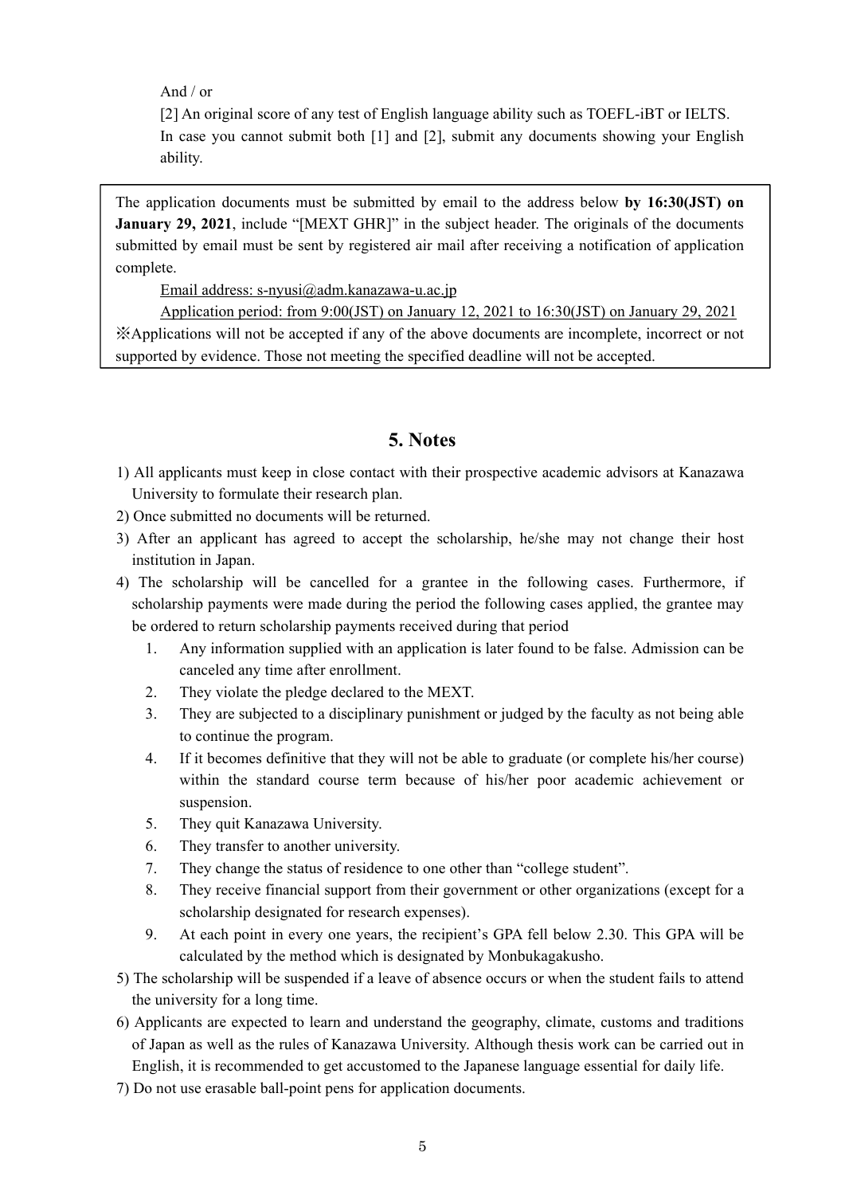And / or

[2] An original score of any test of English language ability such as TOEFL-iBT or IELTS.
In case you cannot submit both [1] and [2], submit any documents showing your English ability.

The application documents must be submitted by email to the address below **by 16:30(JST) on January 29, 2021**, include "[MEXT GHR]" in the subject header. The originals of the documents submitted by email must be sent by registered air mail after receiving a notification of application complete.

Email address: s-nyusi@adm.kanazawa-u.ac.jp

Application period: from 9:00(JST) on January 12, 2021 to 16:30(JST) on January 29, 2021

※Applications will not be accepted if any of the above documents are incomplete, incorrect or not supported by evidence. Those not meeting the specified deadline will not be accepted.

## 5. Notes

1) All applicants must keep in close contact with their prospective academic advisors at Kanazawa University to formulate their research plan.
2) Once submitted no documents will be returned.
3) After an applicant has agreed to accept the scholarship, he/she may not change their host institution in Japan.
4) The scholarship will be cancelled for a grantee in the following cases. Furthermore, if scholarship payments were made during the period the following cases applied, the grantee may be ordered to return scholarship payments received during that period
   1. Any information supplied with an application is later found to be false. Admission can be canceled any time after enrollment.
   2. They violate the pledge declared to the MEXT.
   3. They are subjected to a disciplinary punishment or judged by the faculty as not being able to continue the program.
   4. If it becomes definitive that they will not be able to graduate (or complete his/her course) within the standard course term because of his/her poor academic achievement or suspension.
   5. They quit Kanazawa University.
   6. They transfer to another university.
   7. They change the status of residence to one other than "college student".
   8. They receive financial support from their government or other organizations (except for a scholarship designated for research expenses).
   9. At each point in every one years, the recipient's GPA fell below 2.30. This GPA will be calculated by the method which is designated by Monbukagakusho.
5) The scholarship will be suspended if a leave of absence occurs or when the student fails to attend the university for a long time.
6) Applicants are expected to learn and understand the geography, climate, customs and traditions of Japan as well as the rules of Kanazawa University. Although thesis work can be carried out in English, it is recommended to get accustomed to the Japanese language essential for daily life.
7) Do not use erasable ball-point pens for application documents.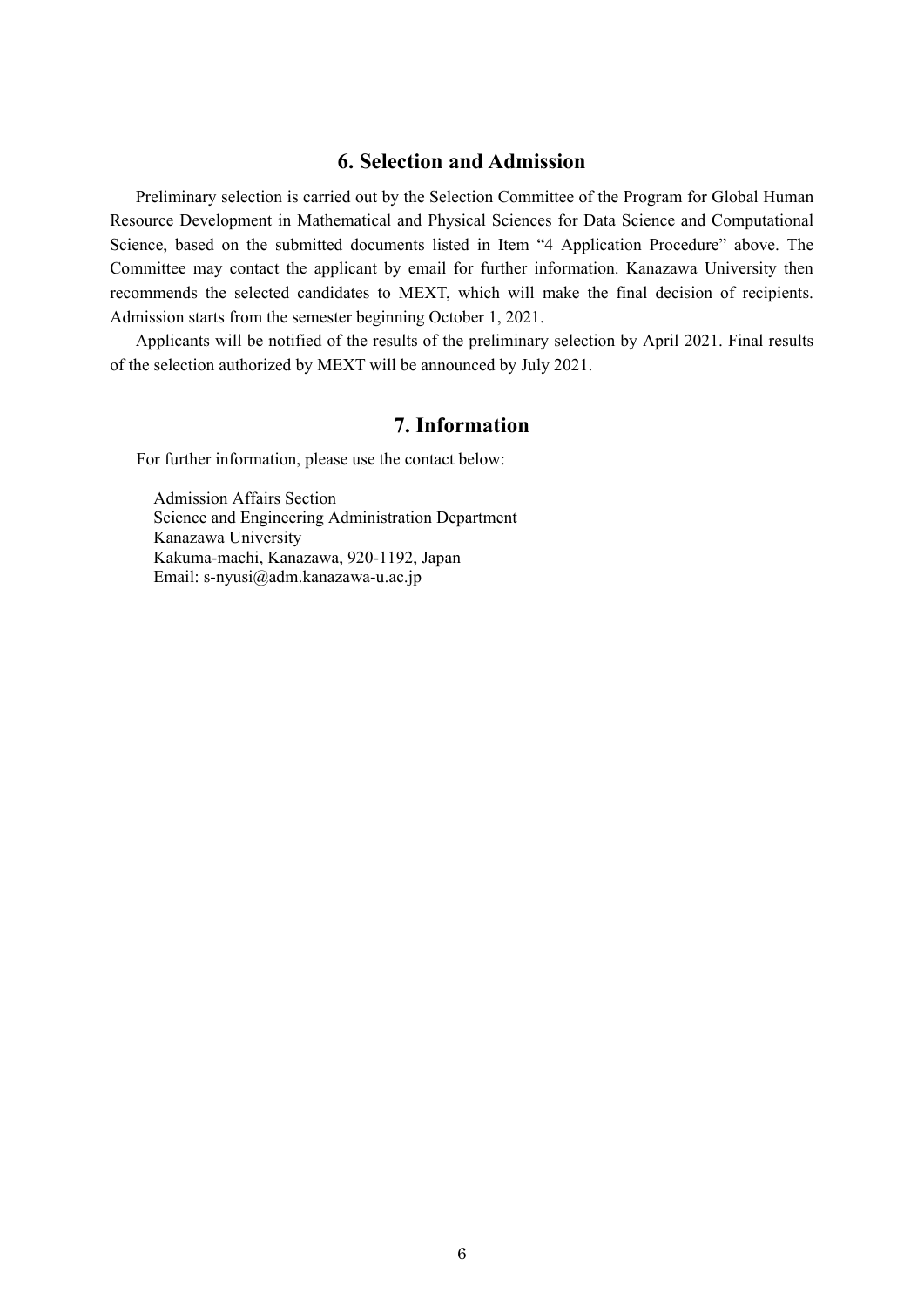## 6. Selection and Admission

Preliminary selection is carried out by the Selection Committee of the Program for Global Human Resource Development in Mathematical and Physical Sciences for Data Science and Computational Science, based on the submitted documents listed in Item “4 Application Procedure” above. The Committee may contact the applicant by email for further information. Kanazawa University then recommends the selected candidates to MEXT, which will make the final decision of recipients. Admission starts from the semester beginning October 1, 2021.

Applicants will be notified of the results of the preliminary selection by April 2021. Final results of the selection authorized by MEXT will be announced by July 2021.

## 7. Information

For further information, please use the contact below:

Admission Affairs Section  
Science and Engineering Administration Department  
Kanazawa University  
Kakuma-machi, Kanazawa, 920-1192, Japan  
Email: s-nyusi@adm.kanazawa-u.ac.jp